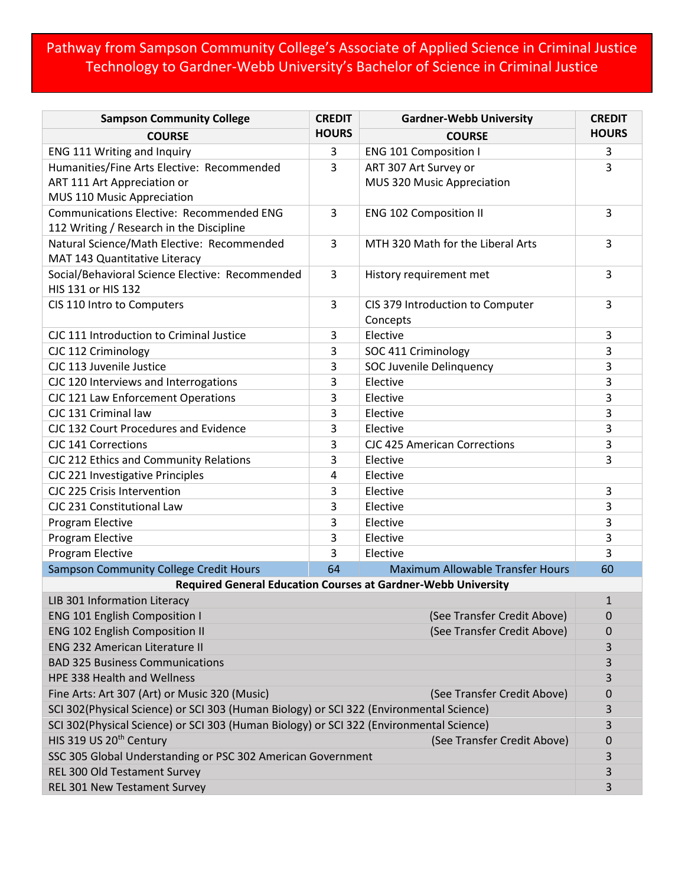# Pathway from Sampson Community College's Associate of Applied Science in Criminal Justice Technology to Gardner-Webb University's Bachelor of Science in Criminal Justice

| Sampson Community College COURSE | CREDIT HOURS | Gardner-Webb University COURSE | CREDIT HOURS |
|---|---|---|---|
| ENG 111 Writing and Inquiry | 3 | ENG 101 Composition I | 3 |
| Humanities/Fine Arts Elective: Recommended ART 111 Art Appreciation or MUS 110 Music Appreciation | 3 | ART 307 Art Survey or MUS 320 Music Appreciation | 3 |
| Communications Elective: Recommended ENG 112 Writing / Research in the Discipline | 3 | ENG 102 Composition II | 3 |
| Natural Science/Math Elective: Recommended MAT 143 Quantitative Literacy | 3 | MTH 320 Math for the Liberal Arts | 3 |
| Social/Behavioral Science Elective: Recommended HIS 131 or HIS 132 | 3 | History requirement met | 3 |
| CIS 110 Intro to Computers | 3 | CIS 379 Introduction to Computer Concepts | 3 |
| CJC 111 Introduction to Criminal Justice | 3 | Elective | 3 |
| CJC 112 Criminology | 3 | SOC 411 Criminology | 3 |
| CJC 113 Juvenile Justice | 3 | SOC Juvenile Delinquency | 3 |
| CJC 120 Interviews and Interrogations | 3 | Elective | 3 |
| CJC 121 Law Enforcement Operations | 3 | Elective | 3 |
| CJC 131 Criminal law | 3 | Elective | 3 |
| CJC 132 Court Procedures and Evidence | 3 | Elective | 3 |
| CJC 141 Corrections | 3 | CJC 425 American Corrections | 3 |
| CJC 212 Ethics and Community Relations | 3 | Elective | 3 |
| CJC 221 Investigative Principles | 4 | Elective | |
| CJC 225 Crisis Intervention | 3 | Elective | 3 |
| CJC 231 Constitutional Law | 3 | Elective | 3 |
| Program Elective | 3 | Elective | 3 |
| Program Elective | 3 | Elective | 3 |
| Program Elective | 3 | Elective | 3 |
| Sampson Community College Credit Hours | 64 | Maximum Allowable Transfer Hours | 60 |

**Required General Education Courses at Gardner-Webb University**

| Course | Note | Credit Hours |
|---|---|---|
| LIB 301 Information Literacy | | 1 |
| ENG 101 English Composition I | (See Transfer Credit Above) | 0 |
| ENG 102 English Composition II | (See Transfer Credit Above) | 0 |
| ENG 232 American Literature II | | 3 |
| BAD 325 Business Communications | | 3 |
| HPE 338 Health and Wellness | | 3 |
| Fine Arts: Art 307 (Art) or Music 320 (Music) | (See Transfer Credit Above) | 0 |
| SCI 302(Physical Science) or SCI 303 (Human Biology) or SCI 322 (Environmental Science) | | 3 |
| SCI 302(Physical Science) or SCI 303 (Human Biology) or SCI 322 (Environmental Science) | | 3 |
| HIS 319 US 20th Century | (See Transfer Credit Above) | 0 |
| SSC 305 Global Understanding or PSC 302 American Government | | 3 |
| REL 300 Old Testament Survey | | 3 |
| REL 301 New Testament Survey | | 3 |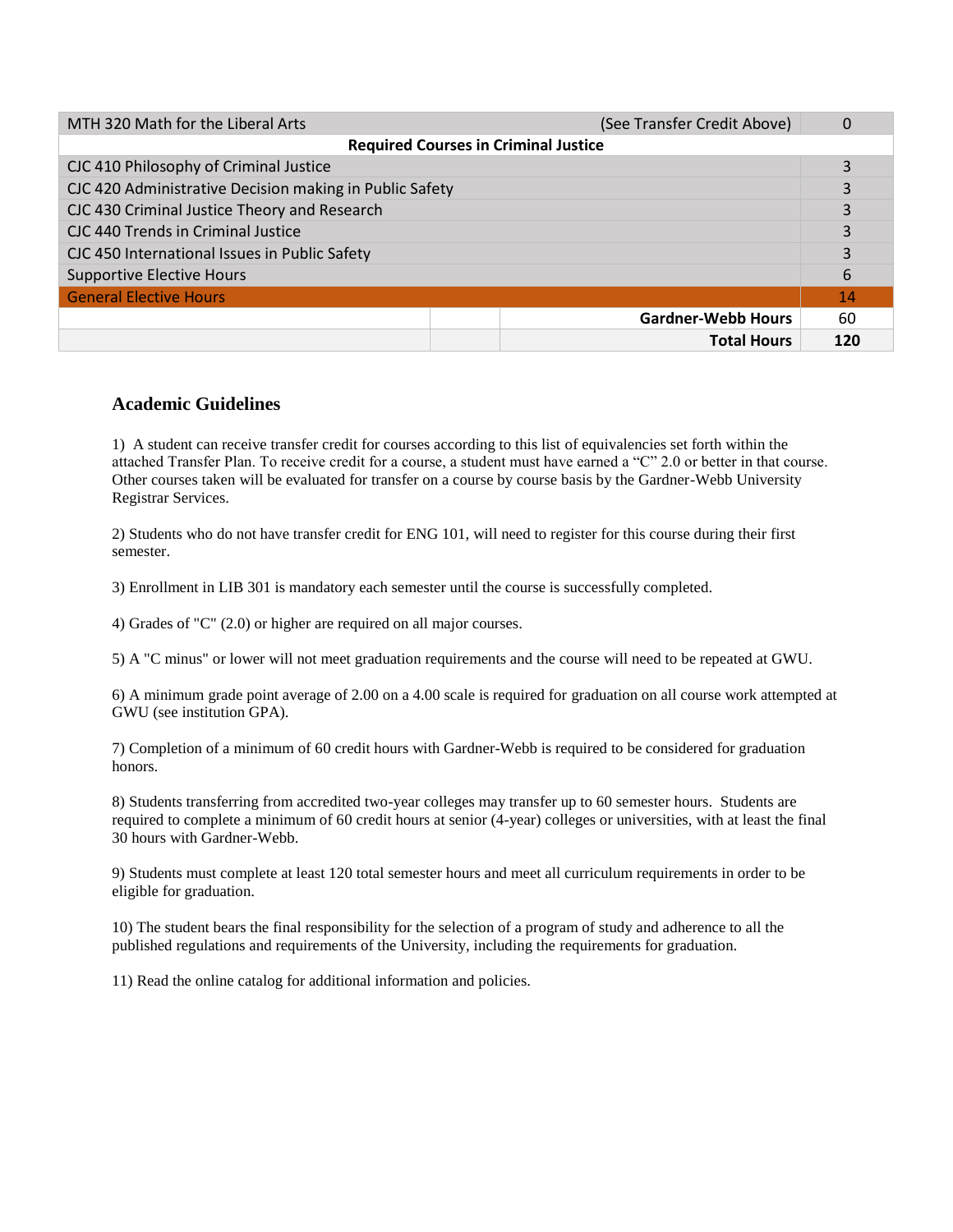| | | | |
|---|---|---|---|
| MTH 320 Math for the Liberal Arts | | (See Transfer Credit Above) | 0 |
| **Required Courses in Criminal Justice** | | | |
| CJC 410 Philosophy of Criminal Justice | | | 3 |
| CJC 420 Administrative Decision making in Public Safety | | | 3 |
| CJC 430 Criminal Justice Theory and Research | | | 3 |
| CJC 440 Trends in Criminal Justice | | | 3 |
| CJC 450 International Issues in Public Safety | | | 3 |
| Supportive Elective Hours | | | 6 |
| General Elective Hours | | | 14 |
| | | **Gardner-Webb Hours** | 60 |
| | | **Total Hours** | **120** |

## Academic Guidelines

1) A student can receive transfer credit for courses according to this list of equivalencies set forth within the attached Transfer Plan. To receive credit for a course, a student must have earned a "C" 2.0 or better in that course. Other courses taken will be evaluated for transfer on a course by course basis by the Gardner-Webb University Registrar Services.

2) Students who do not have transfer credit for ENG 101, will need to register for this course during their first semester.

3) Enrollment in LIB 301 is mandatory each semester until the course is successfully completed.

4) Grades of "C" (2.0) or higher are required on all major courses.

5) A "C minus" or lower will not meet graduation requirements and the course will need to be repeated at GWU.

6) A minimum grade point average of 2.00 on a 4.00 scale is required for graduation on all course work attempted at GWU (see institution GPA).

7) Completion of a minimum of 60 credit hours with Gardner-Webb is required to be considered for graduation honors.

8) Students transferring from accredited two-year colleges may transfer up to 60 semester hours. Students are required to complete a minimum of 60 credit hours at senior (4-year) colleges or universities, with at least the final 30 hours with Gardner-Webb.

9) Students must complete at least 120 total semester hours and meet all curriculum requirements in order to be eligible for graduation.

10) The student bears the final responsibility for the selection of a program of study and adherence to all the published regulations and requirements of the University, including the requirements for graduation.

11) Read the online catalog for additional information and policies.